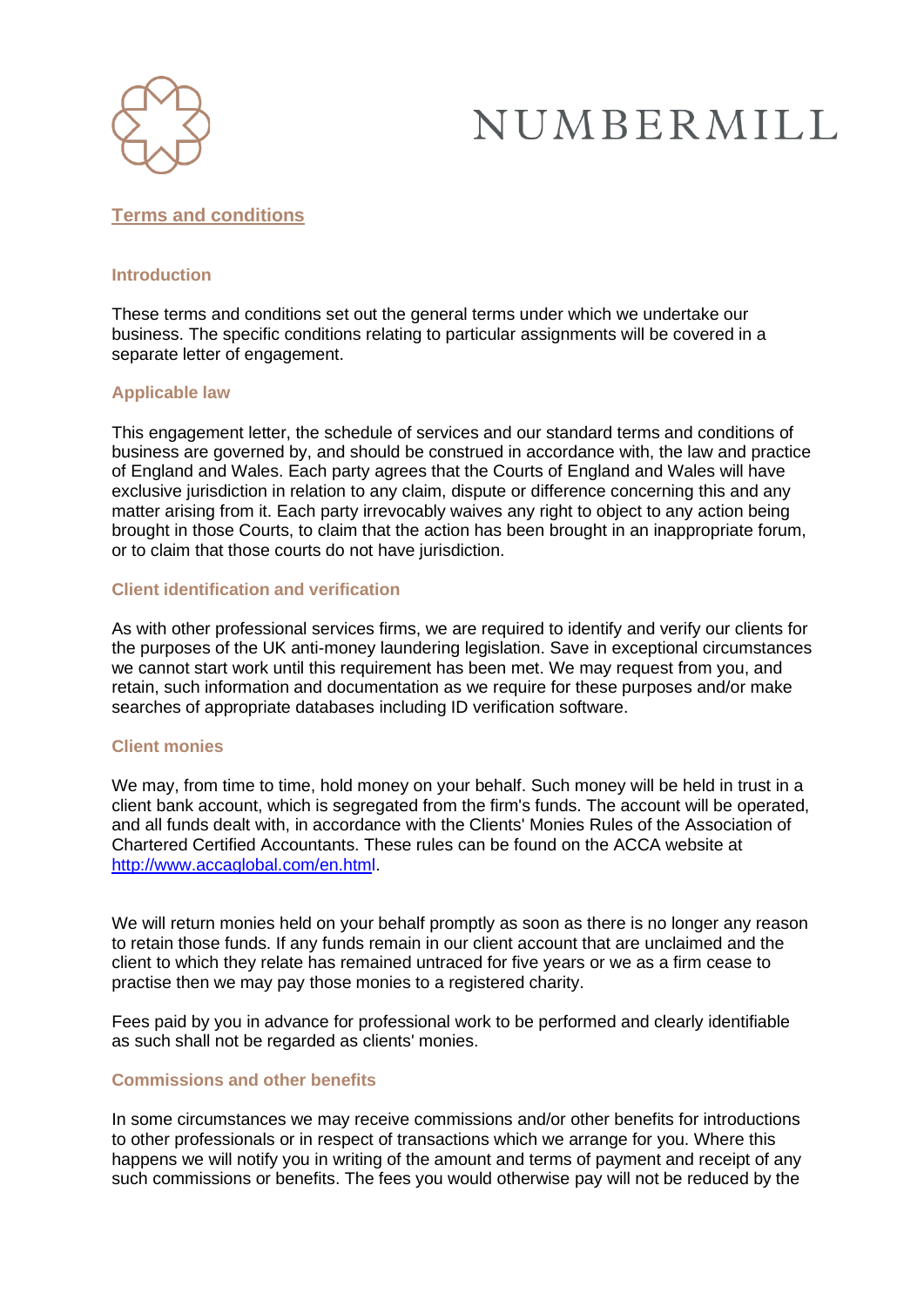NUMBERMILL

# Terms and conditions

## Introduction

These terms and conditions set out the general terms under which we undertake our business. The specific conditions relating to particular assignments will be covered in a separate letter of engagement.

## Applicable law

This engagement letter, the schedule of services and our standard terms and conditions of business are governed by, and should be construed in accordance with, the law and practice of England and Wales. Each party agrees that the Courts of England and Wales will have exclusive jurisdiction in relation to any claim, dispute or difference concerning this and any matter arising from it. Each party irrevocably waives any right to object to any action being brought in those Courts, to claim that the action has been brought in an inappropriate forum, or to claim that those courts do not have jurisdiction.

## Client identification and verification

As with other professional services firms, we are required to identify and verify our clients for the purposes of the UK anti-money laundering legislation. Save in exceptional circumstances we cannot start work until this requirement has been met. We may request from you, and retain, such information and documentation as we require for these purposes and/or make searches of appropriate databases including ID verification software.

## Client monies

We may, from time to time, hold money on your behalf. Such money will be held in trust in a client bank account, which is segregated from the firm's funds. The account will be operated, and all funds dealt with, in accordance with the Clients' Monies Rules of the Association of Chartered Certified Accountants. These rules can be found on the ACCA website at http://www.accaglobal.com/en.html.

We will return monies held on your behalf promptly as soon as there is no longer any reason to retain those funds. If any funds remain in our client account that are unclaimed and the client to which they relate has remained untraced for five years or we as a firm cease to practise then we may pay those monies to a registered charity.

Fees paid by you in advance for professional work to be performed and clearly identifiable as such shall not be regarded as clients' monies.

## Commissions and other benefits

In some circumstances we may receive commissions and/or other benefits for introductions to other professionals or in respect of transactions which we arrange for you. Where this happens we will notify you in writing of the amount and terms of payment and receipt of any such commissions or benefits. The fees you would otherwise pay will not be reduced by the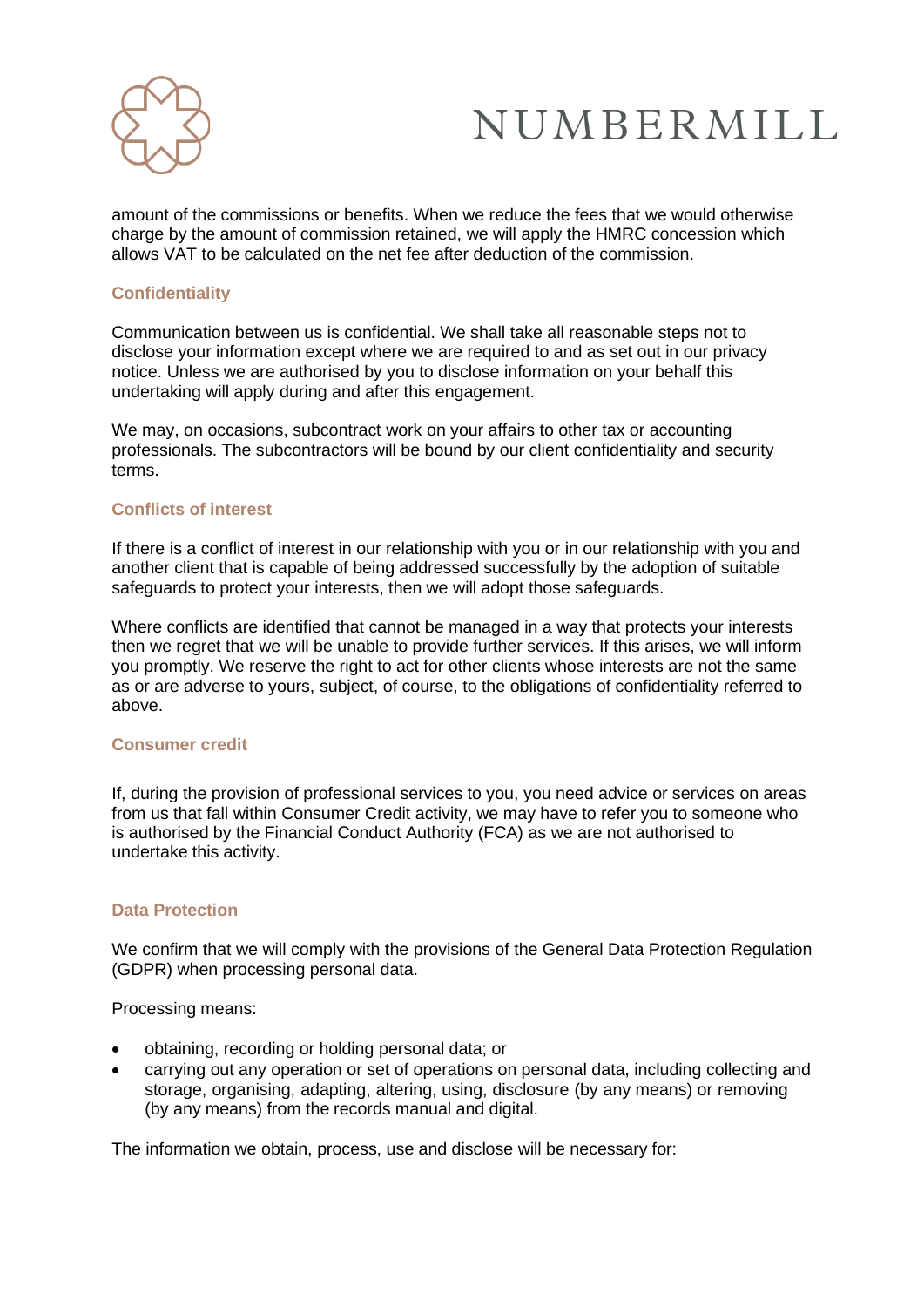amount of the commissions or benefits. When we reduce the fees that we would otherwise charge by the amount of commission retained, we will apply the HMRC concession which allows VAT to be calculated on the net fee after deduction of the commission.

### Confidentiality

Communication between us is confidential. We shall take all reasonable steps not to disclose your information except where we are required to and as set out in our privacy notice. Unless we are authorised by you to disclose information on your behalf this undertaking will apply during and after this engagement.

We may, on occasions, subcontract work on your affairs to other tax or accounting professionals. The subcontractors will be bound by our client confidentiality and security terms.

### Conflicts of interest

If there is a conflict of interest in our relationship with you or in our relationship with you and another client that is capable of being addressed successfully by the adoption of suitable safeguards to protect your interests, then we will adopt those safeguards.

Where conflicts are identified that cannot be managed in a way that protects your interests then we regret that we will be unable to provide further services. If this arises, we will inform you promptly. We reserve the right to act for other clients whose interests are not the same as or are adverse to yours, subject, of course, to the obligations of confidentiality referred to above.

### Consumer credit

If, during the provision of professional services to you, you need advice or services on areas from us that fall within Consumer Credit activity, we may have to refer you to someone who is authorised by the Financial Conduct Authority (FCA) as we are not authorised to undertake this activity.

### Data Protection

We confirm that we will comply with the provisions of the General Data Protection Regulation (GDPR) when processing personal data.

Processing means:

- obtaining, recording or holding personal data; or
- carrying out any operation or set of operations on personal data, including collecting and storage, organising, adapting, altering, using, disclosure (by any means) or removing (by any means) from the records manual and digital.

The information we obtain, process, use and disclose will be necessary for: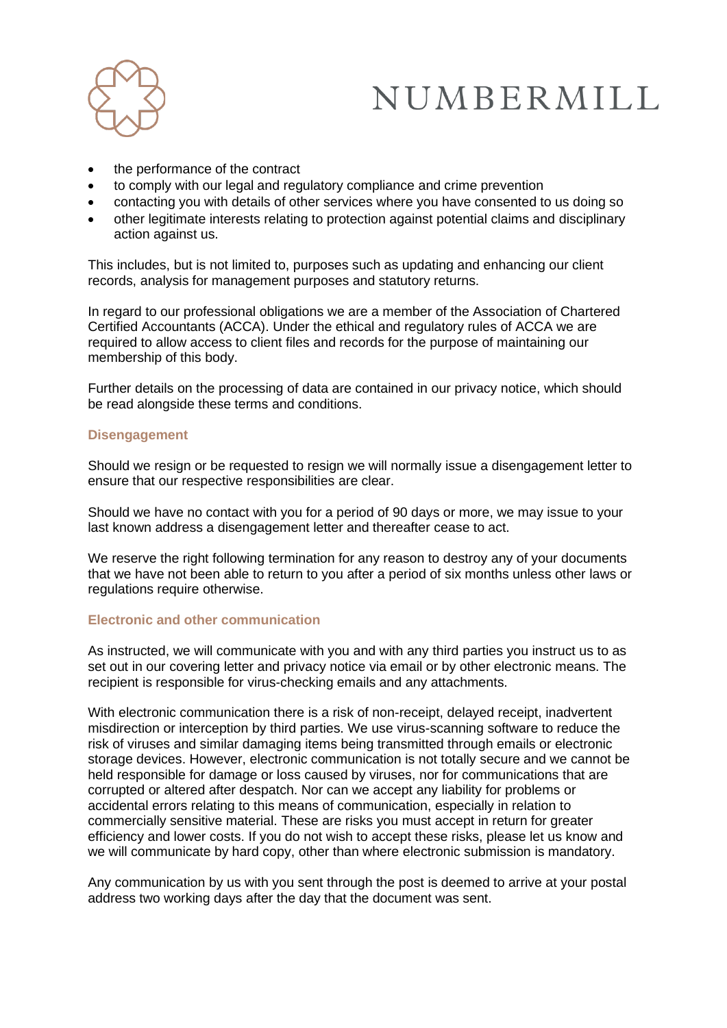- the performance of the contract
- to comply with our legal and regulatory compliance and crime prevention
- contacting you with details of other services where you have consented to us doing so
- other legitimate interests relating to protection against potential claims and disciplinary action against us.

This includes, but is not limited to, purposes such as updating and enhancing our client records, analysis for management purposes and statutory returns.

In regard to our professional obligations we are a member of the Association of Chartered Certified Accountants (ACCA). Under the ethical and regulatory rules of ACCA we are required to allow access to client files and records for the purpose of maintaining our membership of this body.

Further details on the processing of data are contained in our privacy notice, which should be read alongside these terms and conditions.

### Disengagement

Should we resign or be requested to resign we will normally issue a disengagement letter to ensure that our respective responsibilities are clear.

Should we have no contact with you for a period of 90 days or more, we may issue to your last known address a disengagement letter and thereafter cease to act.

We reserve the right following termination for any reason to destroy any of your documents that we have not been able to return to you after a period of six months unless other laws or regulations require otherwise.

### Electronic and other communication

As instructed, we will communicate with you and with any third parties you instruct us to as set out in our covering letter and privacy notice via email or by other electronic means. The recipient is responsible for virus-checking emails and any attachments.

With electronic communication there is a risk of non-receipt, delayed receipt, inadvertent misdirection or interception by third parties. We use virus-scanning software to reduce the risk of viruses and similar damaging items being transmitted through emails or electronic storage devices. However, electronic communication is not totally secure and we cannot be held responsible for damage or loss caused by viruses, nor for communications that are corrupted or altered after despatch. Nor can we accept any liability for problems or accidental errors relating to this means of communication, especially in relation to commercially sensitive material. These are risks you must accept in return for greater efficiency and lower costs. If you do not wish to accept these risks, please let us know and we will communicate by hard copy, other than where electronic submission is mandatory.

Any communication by us with you sent through the post is deemed to arrive at your postal address two working days after the day that the document was sent.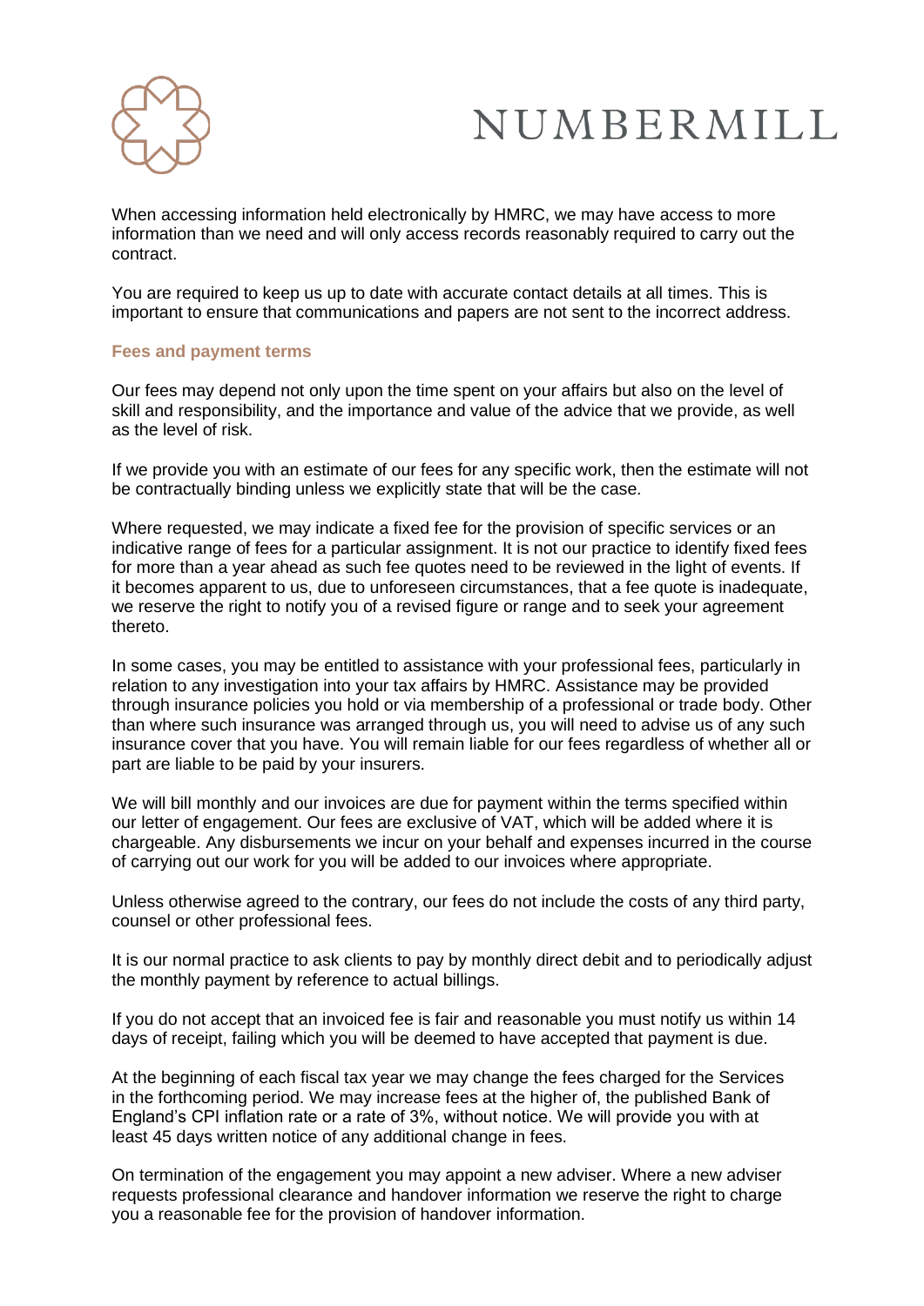When accessing information held electronically by HMRC, we may have access to more information than we need and will only access records reasonably required to carry out the contract.

You are required to keep us up to date with accurate contact details at all times. This is important to ensure that communications and papers are not sent to the incorrect address.

### Fees and payment terms

Our fees may depend not only upon the time spent on your affairs but also on the level of skill and responsibility, and the importance and value of the advice that we provide, as well as the level of risk.

If we provide you with an estimate of our fees for any specific work, then the estimate will not be contractually binding unless we explicitly state that will be the case.

Where requested, we may indicate a fixed fee for the provision of specific services or an indicative range of fees for a particular assignment. It is not our practice to identify fixed fees for more than a year ahead as such fee quotes need to be reviewed in the light of events. If it becomes apparent to us, due to unforeseen circumstances, that a fee quote is inadequate, we reserve the right to notify you of a revised figure or range and to seek your agreement thereto.

In some cases, you may be entitled to assistance with your professional fees, particularly in relation to any investigation into your tax affairs by HMRC. Assistance may be provided through insurance policies you hold or via membership of a professional or trade body. Other than where such insurance was arranged through us, you will need to advise us of any such insurance cover that you have. You will remain liable for our fees regardless of whether all or part are liable to be paid by your insurers.

We will bill monthly and our invoices are due for payment within the terms specified within our letter of engagement. Our fees are exclusive of VAT, which will be added where it is chargeable. Any disbursements we incur on your behalf and expenses incurred in the course of carrying out our work for you will be added to our invoices where appropriate.

Unless otherwise agreed to the contrary, our fees do not include the costs of any third party, counsel or other professional fees.

It is our normal practice to ask clients to pay by monthly direct debit and to periodically adjust the monthly payment by reference to actual billings.

If you do not accept that an invoiced fee is fair and reasonable you must notify us within 14 days of receipt, failing which you will be deemed to have accepted that payment is due.

At the beginning of each fiscal tax year we may change the fees charged for the Services in the forthcoming period. We may increase fees at the higher of, the published Bank of England's CPI inflation rate or a rate of 3%, without notice. We will provide you with at least 45 days written notice of any additional change in fees.

On termination of the engagement you may appoint a new adviser. Where a new adviser requests professional clearance and handover information we reserve the right to charge you a reasonable fee for the provision of handover information.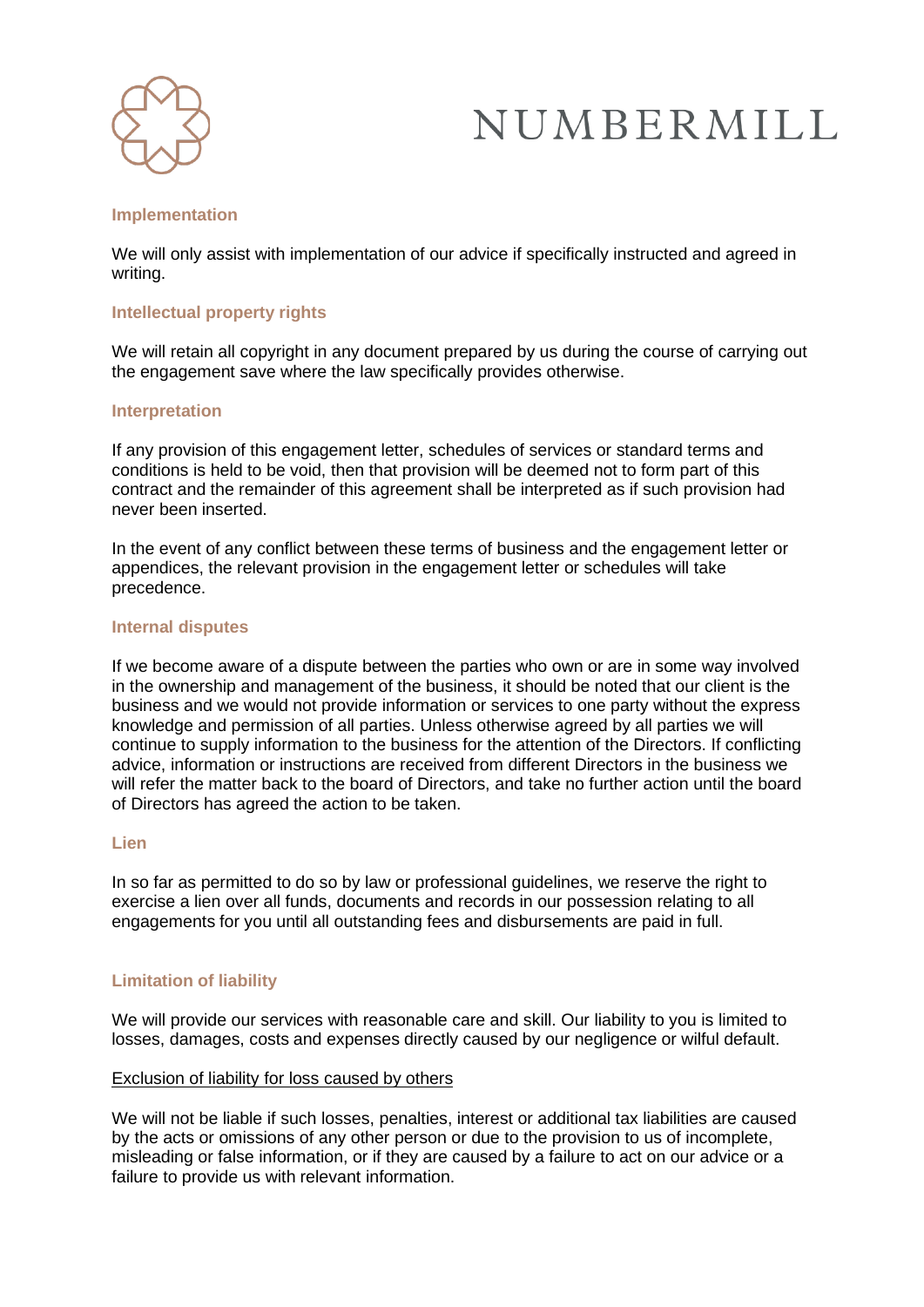### Implementation

We will only assist with implementation of our advice if specifically instructed and agreed in writing.

### Intellectual property rights

We will retain all copyright in any document prepared by us during the course of carrying out the engagement save where the law specifically provides otherwise.

### Interpretation

If any provision of this engagement letter, schedules of services or standard terms and conditions is held to be void, then that provision will be deemed not to form part of this contract and the remainder of this agreement shall be interpreted as if such provision had never been inserted.

In the event of any conflict between these terms of business and the engagement letter or appendices, the relevant provision in the engagement letter or schedules will take precedence.

### Internal disputes

If we become aware of a dispute between the parties who own or are in some way involved in the ownership and management of the business, it should be noted that our client is the business and we would not provide information or services to one party without the express knowledge and permission of all parties. Unless otherwise agreed by all parties we will continue to supply information to the business for the attention of the Directors. If conflicting advice, information or instructions are received from different Directors in the business we will refer the matter back to the board of Directors, and take no further action until the board of Directors has agreed the action to be taken.

### Lien

In so far as permitted to do so by law or professional guidelines, we reserve the right to exercise a lien over all funds, documents and records in our possession relating to all engagements for you until all outstanding fees and disbursements are paid in full.

### Limitation of liability

We will provide our services with reasonable care and skill. Our liability to you is limited to losses, damages, costs and expenses directly caused by our negligence or wilful default.

<u>Exclusion of liability for loss caused by others</u>

We will not be liable if such losses, penalties, interest or additional tax liabilities are caused by the acts or omissions of any other person or due to the provision to us of incomplete, misleading or false information, or if they are caused by a failure to act on our advice or a failure to provide us with relevant information.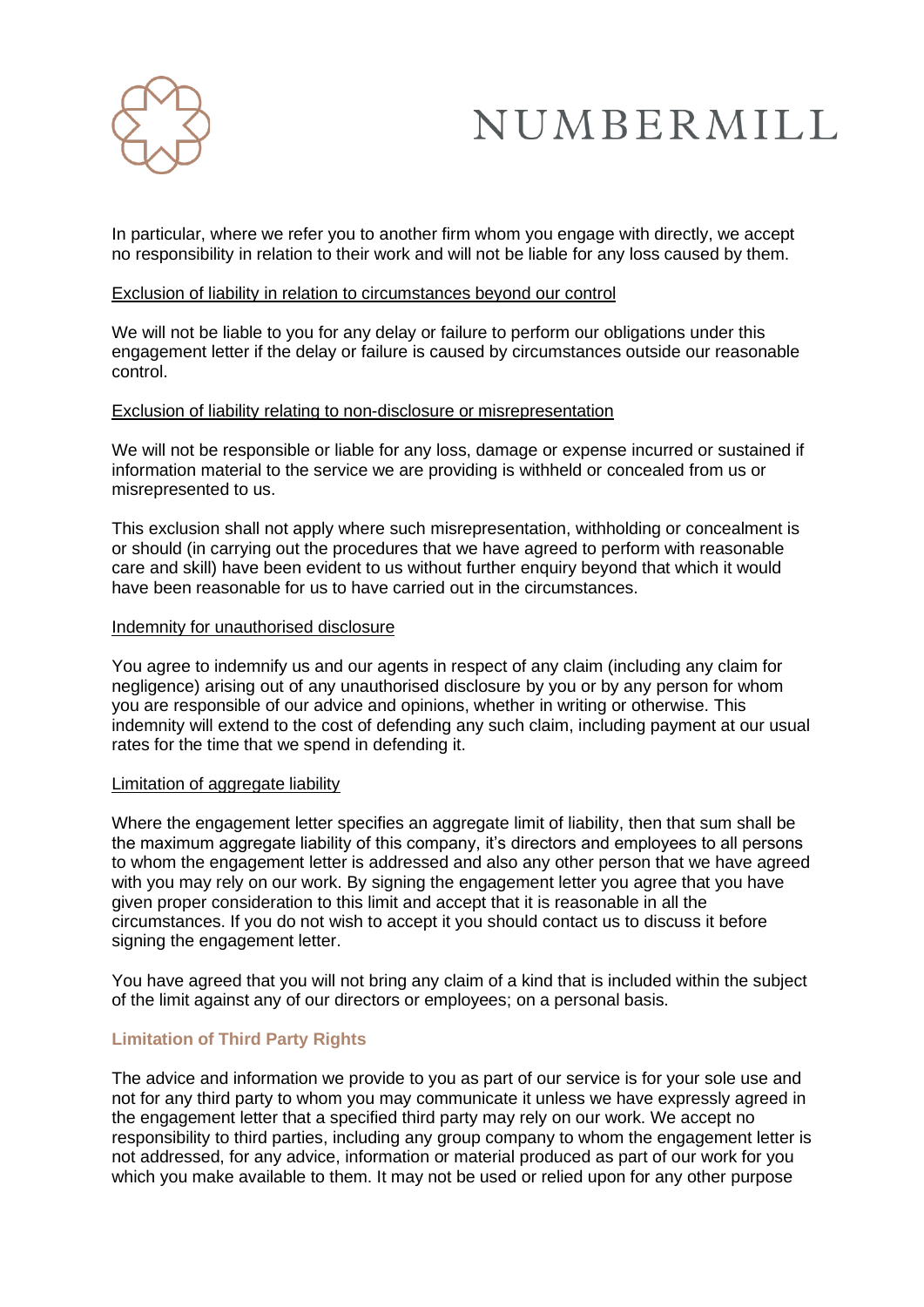In particular, where we refer you to another firm whom you engage with directly, we accept no responsibility in relation to their work and will not be liable for any loss caused by them.

<u>Exclusion of liability in relation to circumstances beyond our control</u>

We will not be liable to you for any delay or failure to perform our obligations under this engagement letter if the delay or failure is caused by circumstances outside our reasonable control.

<u>Exclusion of liability relating to non-disclosure or misrepresentation</u>

We will not be responsible or liable for any loss, damage or expense incurred or sustained if information material to the service we are providing is withheld or concealed from us or misrepresented to us.

This exclusion shall not apply where such misrepresentation, withholding or concealment is or should (in carrying out the procedures that we have agreed to perform with reasonable care and skill) have been evident to us without further enquiry beyond that which it would have been reasonable for us to have carried out in the circumstances.

<u>Indemnity for unauthorised disclosure</u>

You agree to indemnify us and our agents in respect of any claim (including any claim for negligence) arising out of any unauthorised disclosure by you or by any person for whom you are responsible of our advice and opinions, whether in writing or otherwise. This indemnity will extend to the cost of defending any such claim, including payment at our usual rates for the time that we spend in defending it.

<u>Limitation of aggregate liability</u>

Where the engagement letter specifies an aggregate limit of liability, then that sum shall be the maximum aggregate liability of this company, it's directors and employees to all persons to whom the engagement letter is addressed and also any other person that we have agreed with you may rely on our work. By signing the engagement letter you agree that you have given proper consideration to this limit and accept that it is reasonable in all the circumstances. If you do not wish to accept it you should contact us to discuss it before signing the engagement letter.

You have agreed that you will not bring any claim of a kind that is included within the subject of the limit against any of our directors or employees; on a personal basis.

### Limitation of Third Party Rights

The advice and information we provide to you as part of our service is for your sole use and not for any third party to whom you may communicate it unless we have expressly agreed in the engagement letter that a specified third party may rely on our work. We accept no responsibility to third parties, including any group company to whom the engagement letter is not addressed, for any advice, information or material produced as part of our work for you which you make available to them. It may not be used or relied upon for any other purpose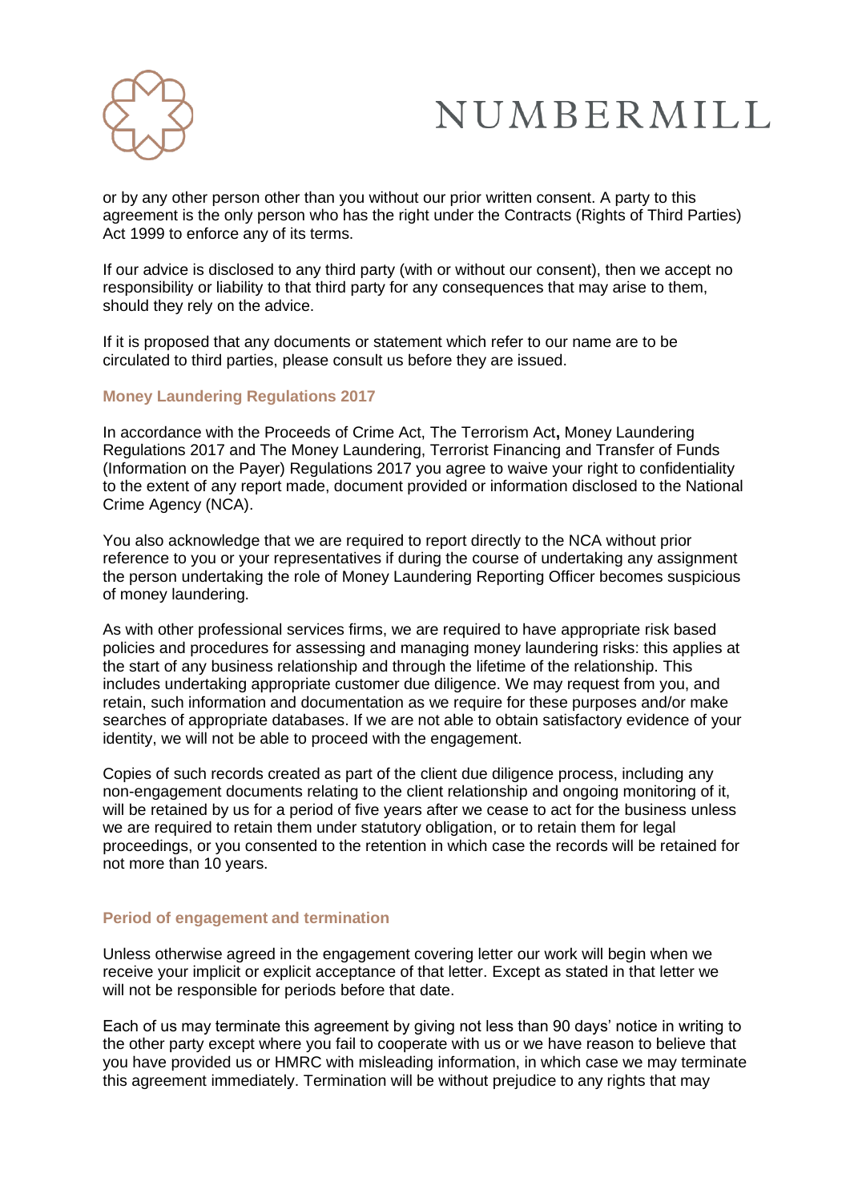or by any other person other than you without our prior written consent. A party to this agreement is the only person who has the right under the Contracts (Rights of Third Parties) Act 1999 to enforce any of its terms.

If our advice is disclosed to any third party (with or without our consent), then we accept no responsibility or liability to that third party for any consequences that may arise to them, should they rely on the advice.

If it is proposed that any documents or statement which refer to our name are to be circulated to third parties, please consult us before they are issued.

### Money Laundering Regulations 2017

In accordance with the Proceeds of Crime Act, The Terrorism Act**,** Money Laundering Regulations 2017 and The Money Laundering, Terrorist Financing and Transfer of Funds (Information on the Payer) Regulations 2017 you agree to waive your right to confidentiality to the extent of any report made, document provided or information disclosed to the National Crime Agency (NCA).

You also acknowledge that we are required to report directly to the NCA without prior reference to you or your representatives if during the course of undertaking any assignment the person undertaking the role of Money Laundering Reporting Officer becomes suspicious of money laundering.

As with other professional services firms, we are required to have appropriate risk based policies and procedures for assessing and managing money laundering risks: this applies at the start of any business relationship and through the lifetime of the relationship. This includes undertaking appropriate customer due diligence. We may request from you, and retain, such information and documentation as we require for these purposes and/or make searches of appropriate databases. If we are not able to obtain satisfactory evidence of your identity, we will not be able to proceed with the engagement.

Copies of such records created as part of the client due diligence process, including any non-engagement documents relating to the client relationship and ongoing monitoring of it, will be retained by us for a period of five years after we cease to act for the business unless we are required to retain them under statutory obligation, or to retain them for legal proceedings, or you consented to the retention in which case the records will be retained for not more than 10 years.

### Period of engagement and termination

Unless otherwise agreed in the engagement covering letter our work will begin when we receive your implicit or explicit acceptance of that letter. Except as stated in that letter we will not be responsible for periods before that date.

Each of us may terminate this agreement by giving not less than 90 days' notice in writing to the other party except where you fail to cooperate with us or we have reason to believe that you have provided us or HMRC with misleading information, in which case we may terminate this agreement immediately. Termination will be without prejudice to any rights that may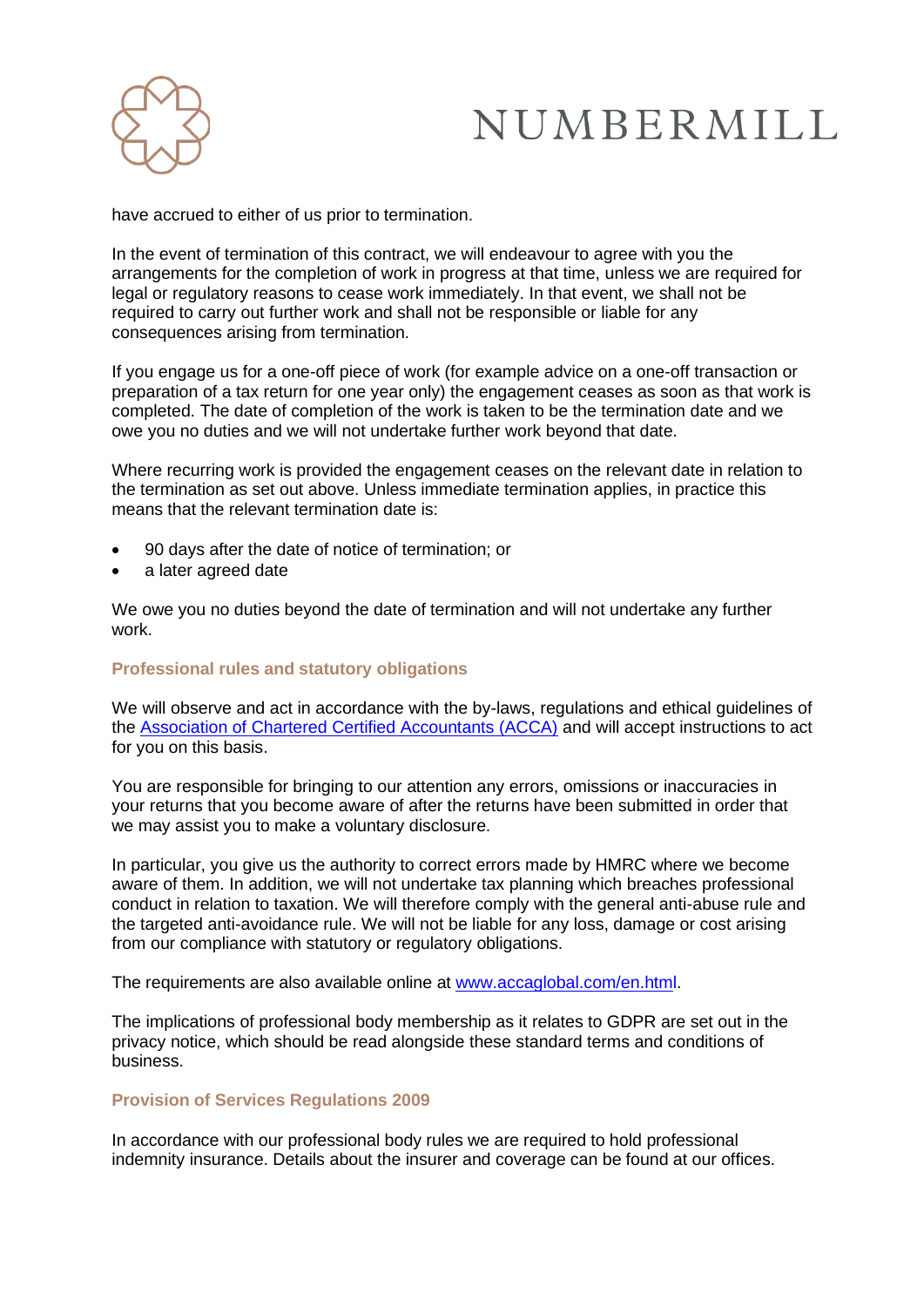have accrued to either of us prior to termination.

In the event of termination of this contract, we will endeavour to agree with you the arrangements for the completion of work in progress at that time, unless we are required for legal or regulatory reasons to cease work immediately. In that event, we shall not be required to carry out further work and shall not be responsible or liable for any consequences arising from termination.

If you engage us for a one-off piece of work (for example advice on a one-off transaction or preparation of a tax return for one year only) the engagement ceases as soon as that work is completed. The date of completion of the work is taken to be the termination date and we owe you no duties and we will not undertake further work beyond that date.

Where recurring work is provided the engagement ceases on the relevant date in relation to the termination as set out above. Unless immediate termination applies, in practice this means that the relevant termination date is:

- 90 days after the date of notice of termination; or
- a later agreed date

We owe you no duties beyond the date of termination and will not undertake any further work.

### Professional rules and statutory obligations

We will observe and act in accordance with the by-laws, regulations and ethical guidelines of the [Association of Chartered Certified Accountants (ACCA)](https://www.accaglobal.com/en.html) and will accept instructions to act for you on this basis.

You are responsible for bringing to our attention any errors, omissions or inaccuracies in your returns that you become aware of after the returns have been submitted in order that we may assist you to make a voluntary disclosure.

In particular, you give us the authority to correct errors made by HMRC where we become aware of them. In addition, we will not undertake tax planning which breaches professional conduct in relation to taxation. We will therefore comply with the general anti-abuse rule and the targeted anti-avoidance rule. We will not be liable for any loss, damage or cost arising from our compliance with statutory or regulatory obligations.

The requirements are also available online at [www.accaglobal.com/en.html](https://www.accaglobal.com/en.html).

The implications of professional body membership as it relates to GDPR are set out in the privacy notice, which should be read alongside these standard terms and conditions of business.

### Provision of Services Regulations 2009

In accordance with our professional body rules we are required to hold professional indemnity insurance. Details about the insurer and coverage can be found at our offices.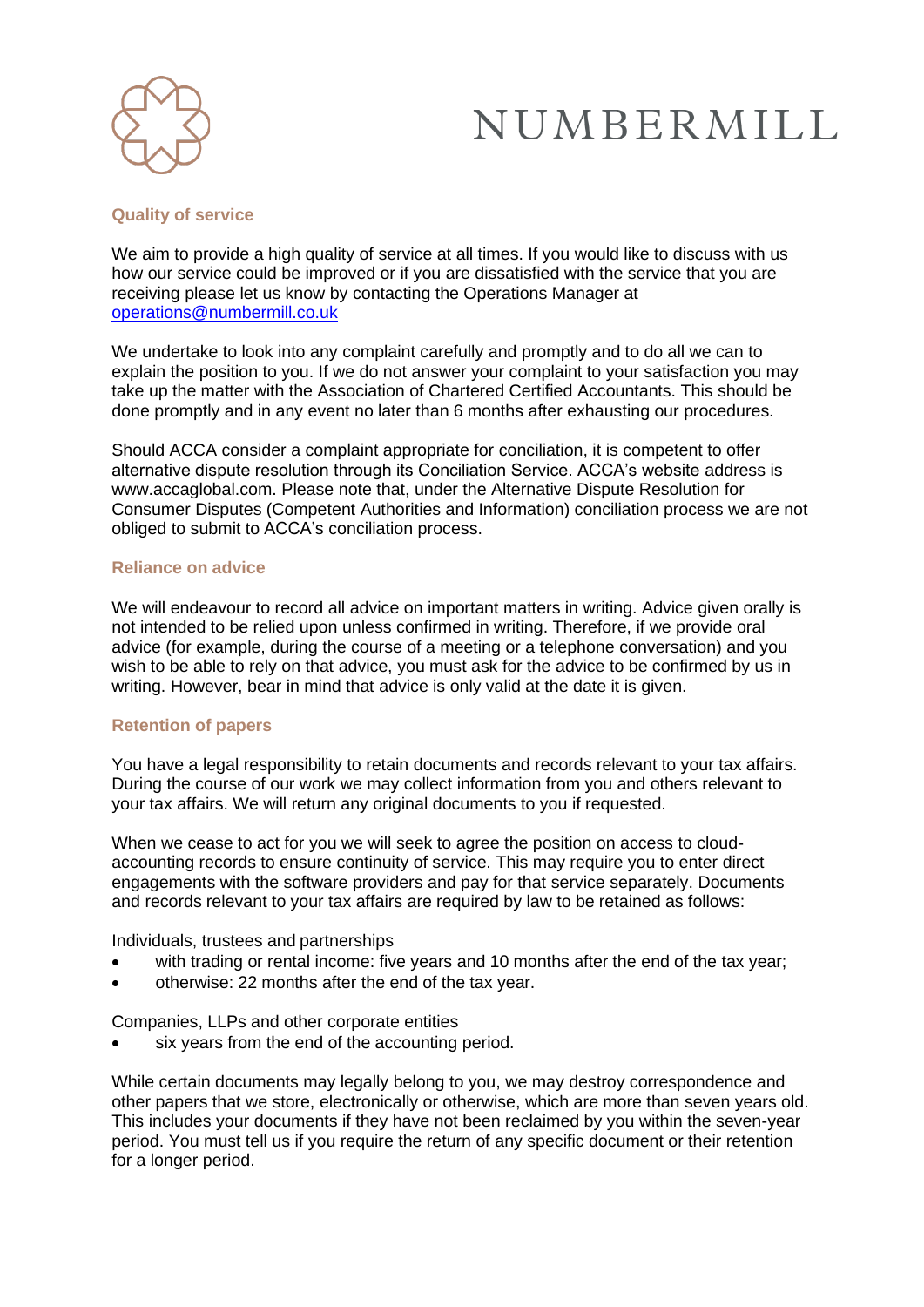## Quality of service

We aim to provide a high quality of service at all times. If you would like to discuss with us how our service could be improved or if you are dissatisfied with the service that you are receiving please let us know by contacting the Operations Manager at [operations@numbermill.co.uk](mailto:operations@numbermill.co.uk)

We undertake to look into any complaint carefully and promptly and to do all we can to explain the position to you. If we do not answer your complaint to your satisfaction you may take up the matter with the Association of Chartered Certified Accountants. This should be done promptly and in any event no later than 6 months after exhausting our procedures.

Should ACCA consider a complaint appropriate for conciliation, it is competent to offer alternative dispute resolution through its Conciliation Service. ACCA's website address is www.accaglobal.com. Please note that, under the Alternative Dispute Resolution for Consumer Disputes (Competent Authorities and Information) conciliation process we are not obliged to submit to ACCA's conciliation process.

## Reliance on advice

We will endeavour to record all advice on important matters in writing. Advice given orally is not intended to be relied upon unless confirmed in writing. Therefore, if we provide oral advice (for example, during the course of a meeting or a telephone conversation) and you wish to be able to rely on that advice, you must ask for the advice to be confirmed by us in writing. However, bear in mind that advice is only valid at the date it is given.

## Retention of papers

You have a legal responsibility to retain documents and records relevant to your tax affairs. During the course of our work we may collect information from you and others relevant to your tax affairs. We will return any original documents to you if requested.

When we cease to act for you we will seek to agree the position on access to cloud-accounting records to ensure continuity of service. This may require you to enter direct engagements with the software providers and pay for that service separately. Documents and records relevant to your tax affairs are required by law to be retained as follows:

Individuals, trustees and partnerships

- with trading or rental income: five years and 10 months after the end of the tax year;
- otherwise: 22 months after the end of the tax year.

Companies, LLPs and other corporate entities

- six years from the end of the accounting period.

While certain documents may legally belong to you, we may destroy correspondence and other papers that we store, electronically or otherwise, which are more than seven years old. This includes your documents if they have not been reclaimed by you within the seven-year period. You must tell us if you require the return of any specific document or their retention for a longer period.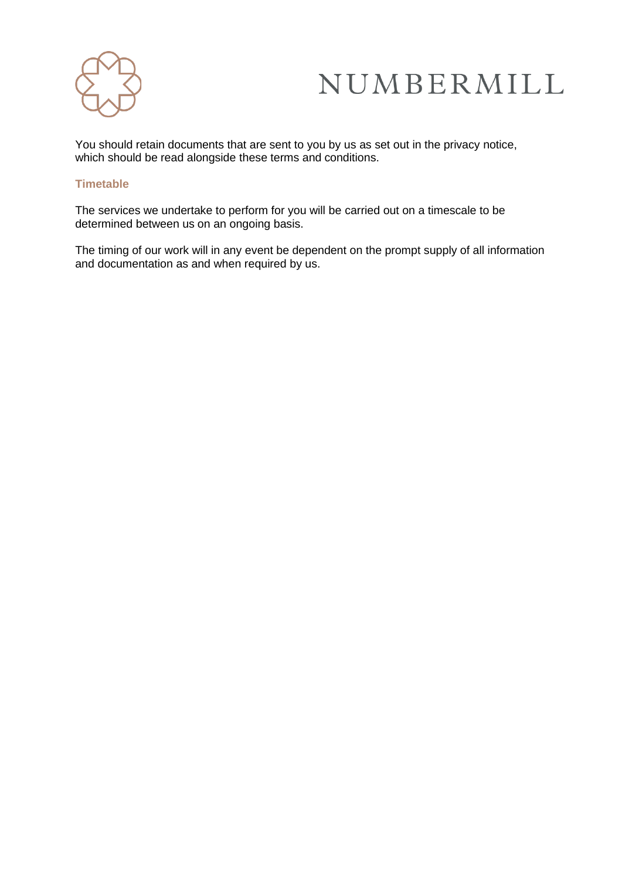You should retain documents that are sent to you by us as set out in the privacy notice, which should be read alongside these terms and conditions.

### Timetable

The services we undertake to perform for you will be carried out on a timescale to be determined between us on an ongoing basis.

The timing of our work will in any event be dependent on the prompt supply of all information and documentation as and when required by us.